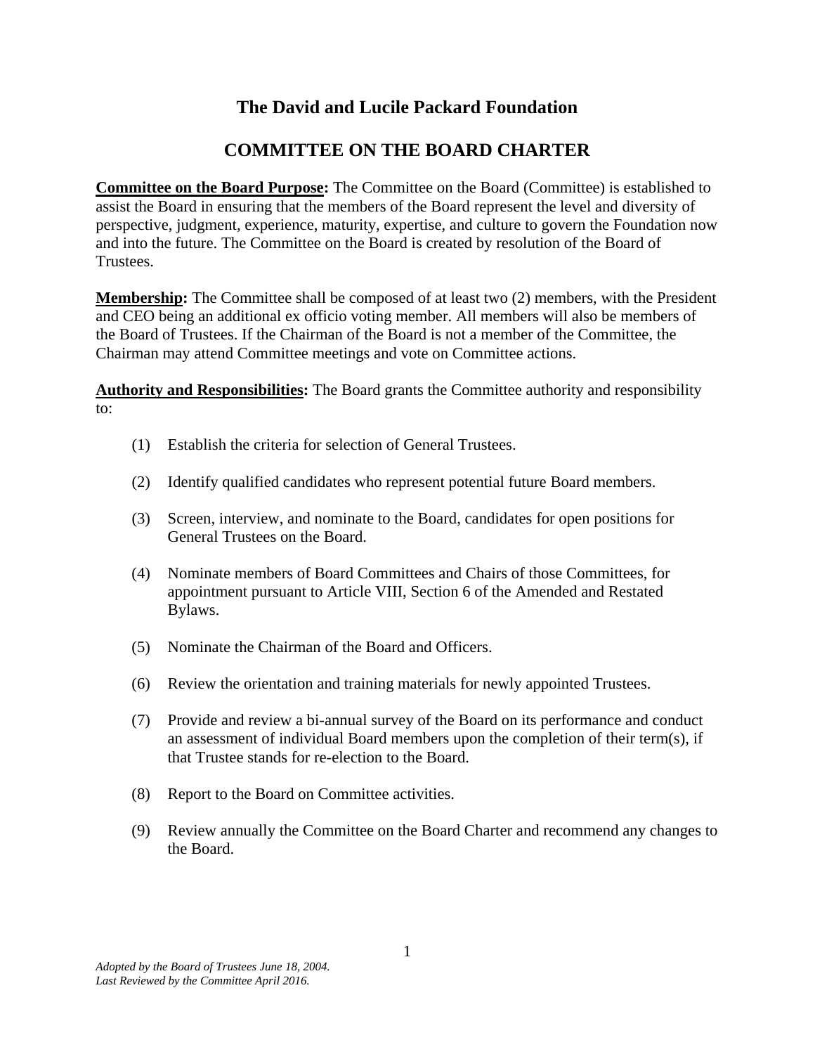# The David and Lucile Packard Foundation

## COMMITTEE ON THE BOARD CHARTER

**<u>Committee on the Board Purpose</u>:** The Committee on the Board (Committee) is established to assist the Board in ensuring that the members of the Board represent the level and diversity of perspective, judgment, experience, maturity, expertise, and culture to govern the Foundation now and into the future. The Committee on the Board is created by resolution of the Board of Trustees.

**<u>Membership</u>:** The Committee shall be composed of at least two (2) members, with the President and CEO being an additional ex officio voting member. All members will also be members of the Board of Trustees. If the Chairman of the Board is not a member of the Committee, the Chairman may attend Committee meetings and vote on Committee actions.

**<u>Authority and Responsibilities</u>:** The Board grants the Committee authority and responsibility to:

(1) Establish the criteria for selection of General Trustees.

(2) Identify qualified candidates who represent potential future Board members.

(3) Screen, interview, and nominate to the Board, candidates for open positions for General Trustees on the Board.

(4) Nominate members of Board Committees and Chairs of those Committees, for appointment pursuant to Article VIII, Section 6 of the Amended and Restated Bylaws.

(5) Nominate the Chairman of the Board and Officers.

(6) Review the orientation and training materials for newly appointed Trustees.

(7) Provide and review a bi-annual survey of the Board on its performance and conduct an assessment of individual Board members upon the completion of their term(s), if that Trustee stands for re-election to the Board.

(8) Report to the Board on Committee activities.

(9) Review annually the Committee on the Board Charter and recommend any changes to the Board.

*Adopted by the Board of Trustees June 18, 2004.*
*Last Reviewed by the Committee April 2016.*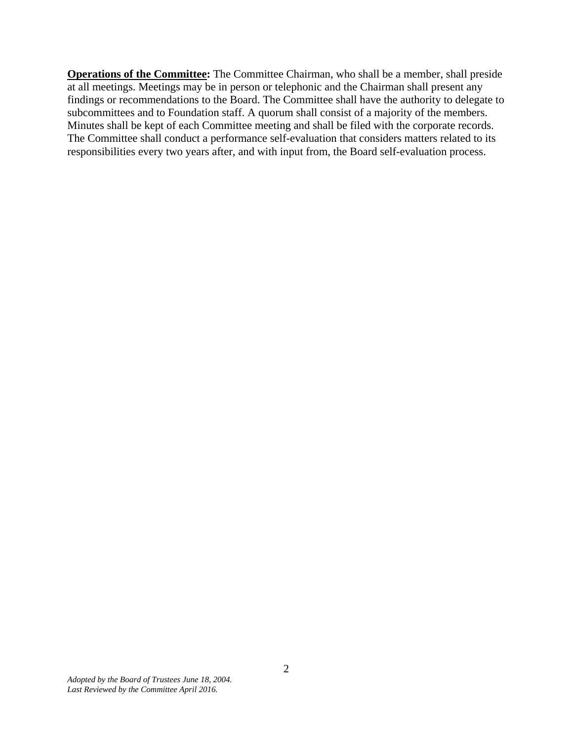**Operations of the Committee:** The Committee Chairman, who shall be a member, shall preside at all meetings. Meetings may be in person or telephonic and the Chairman shall present any findings or recommendations to the Board. The Committee shall have the authority to delegate to subcommittees and to Foundation staff. A quorum shall consist of a majority of the members. Minutes shall be kept of each Committee meeting and shall be filed with the corporate records. The Committee shall conduct a performance self-evaluation that considers matters related to its responsibilities every two years after, and with input from, the Board self-evaluation process.

*Adopted by the Board of Trustees June 18, 2004.*
*Last Reviewed by the Committee April 2016.*